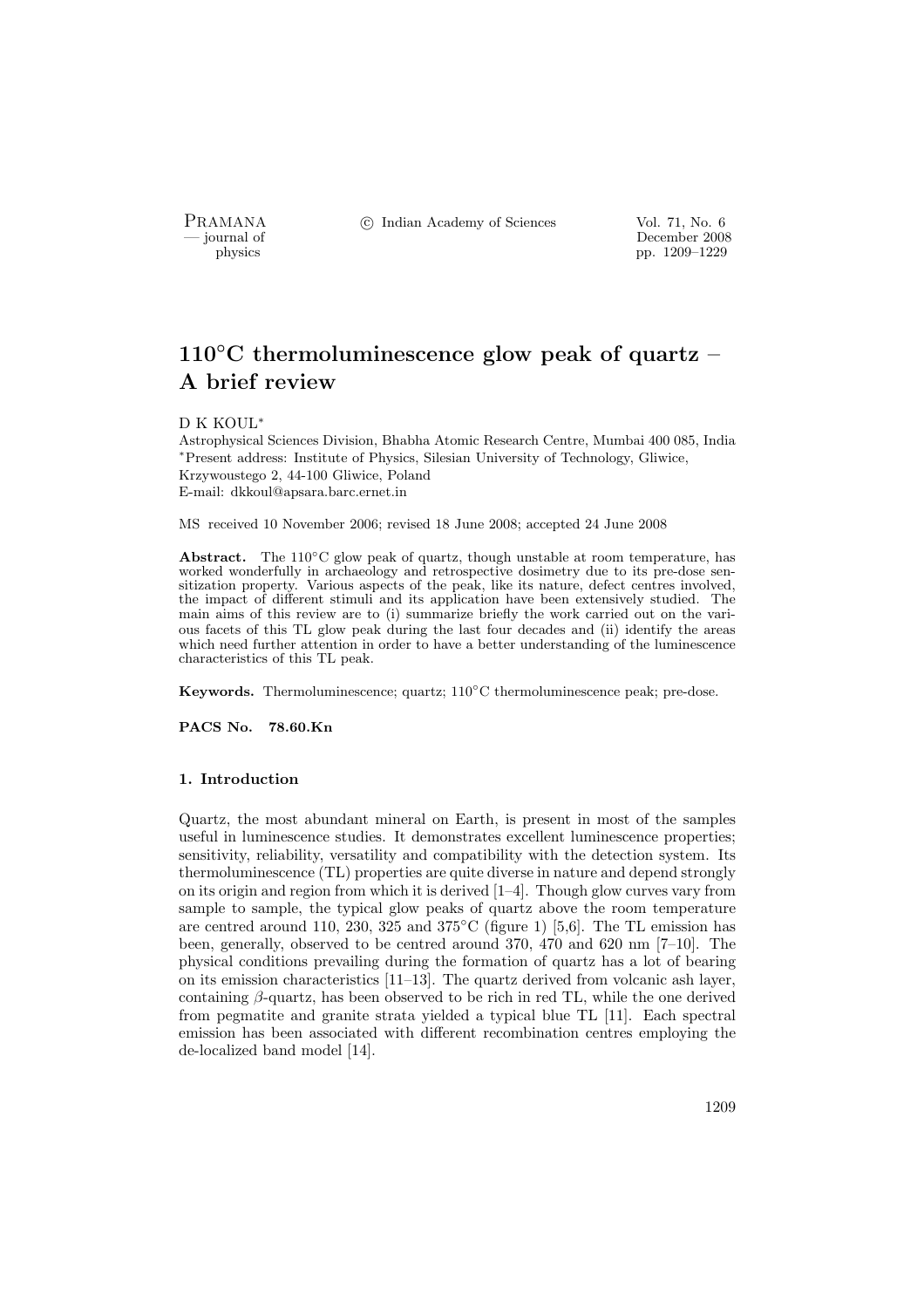# 110°C thermoluminescence glow peak of quartz – A brief review

D K KOUL*

Astrophysical Sciences Division, Bhabha Atomic Research Centre, Mumbai 400 085, India
*Present address: Institute of Physics, Silesian University of Technology, Gliwice, Krzywoustego 2, 44-100 Gliwice, Poland
E-mail: dkkoul@apsara.barc.ernet.in

MS received 10 November 2006; revised 18 June 2008; accepted 24 June 2008

**Abstract.** The 110°C glow peak of quartz, though unstable at room temperature, has worked wonderfully in archaeology and retrospective dosimetry due to its pre-dose sensitization property. Various aspects of the peak, like its nature, defect centres involved, the impact of different stimuli and its application have been extensively studied. The main aims of this review are to (i) summarize briefly the work carried out on the various facets of this TL glow peak during the last four decades and (ii) identify the areas which need further attention in order to have a better understanding of the luminescence characteristics of this TL peak.

**Keywords.** Thermoluminescence; quartz; 110°C thermoluminescence peak; pre-dose.

**PACS No. 78.60.Kn**

## 1. Introduction

Quartz, the most abundant mineral on Earth, is present in most of the samples useful in luminescence studies. It demonstrates excellent luminescence properties; sensitivity, reliability, versatility and compatibility with the detection system. Its thermoluminescence (TL) properties are quite diverse in nature and depend strongly on its origin and region from which it is derived [1–4]. Though glow curves vary from sample to sample, the typical glow peaks of quartz above the room temperature are centred around 110, 230, 325 and 375°C (figure 1) [5,6]. The TL emission has been, generally, observed to be centred around 370, 470 and 620 nm [7–10]. The physical conditions prevailing during the formation of quartz has a lot of bearing on its emission characteristics [11–13]. The quartz derived from volcanic ash layer, containing $\beta$-quartz, has been observed to be rich in red TL, while the one derived from pegmatite and granite strata yielded a typical blue TL [11]. Each spectral emission has been associated with different recombination centres employing the de-localized band model [14].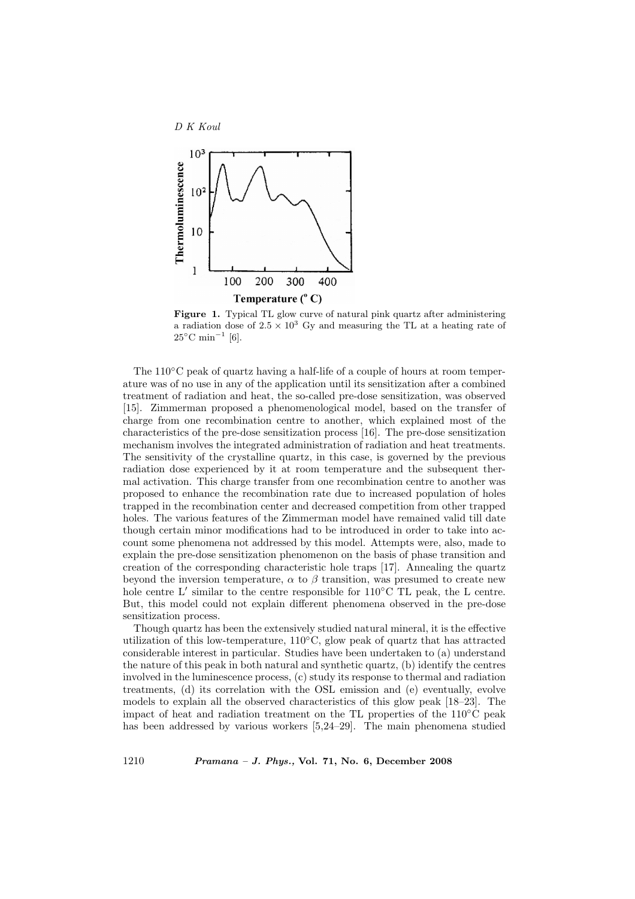Figure 1. Typical TL glow curve of natural pink quartz after administering a radiation dose of $2.5 \times 10^3$ Gy and measuring the TL at a heating rate of $25^\circ\text{C min}^{-1}$ [6].

The 110°C peak of quartz having a half-life of a couple of hours at room temperature was of no use in any of the application until its sensitization after a combined treatment of radiation and heat, the so-called pre-dose sensitization, was observed [15]. Zimmerman proposed a phenomenological model, based on the transfer of charge from one recombination centre to another, which explained most of the characteristics of the pre-dose sensitization process [16]. The pre-dose sensitization mechanism involves the integrated administration of radiation and heat treatments. The sensitivity of the crystalline quartz, in this case, is governed by the previous radiation dose experienced by it at room temperature and the subsequent thermal activation. This charge transfer from one recombination centre to another was proposed to enhance the recombination rate due to increased population of holes trapped in the recombination center and decreased competition from other trapped holes. The various features of the Zimmerman model have remained valid till date though certain minor modifications had to be introduced in order to take into account some phenomena not addressed by this model. Attempts were, also, made to explain the pre-dose sensitization phenomenon on the basis of phase transition and creation of the corresponding characteristic hole traps [17]. Annealing the quartz beyond the inversion temperature, $\alpha$ to $\beta$ transition, was presumed to create new hole centre L′ similar to the centre responsible for 110°C TL peak, the L centre. But, this model could not explain different phenomena observed in the pre-dose sensitization process.

Though quartz has been the extensively studied natural mineral, it is the effective utilization of this low-temperature, 110°C, glow peak of quartz that has attracted considerable interest in particular. Studies have been undertaken to (a) understand the nature of this peak in both natural and synthetic quartz, (b) identify the centres involved in the luminescence process, (c) study its response to thermal and radiation treatments, (d) its correlation with the OSL emission and (e) eventually, evolve models to explain all the observed characteristics of this glow peak [18–23]. The impact of heat and radiation treatment on the TL properties of the 110°C peak has been addressed by various workers [5,24–29]. The main phenomena studied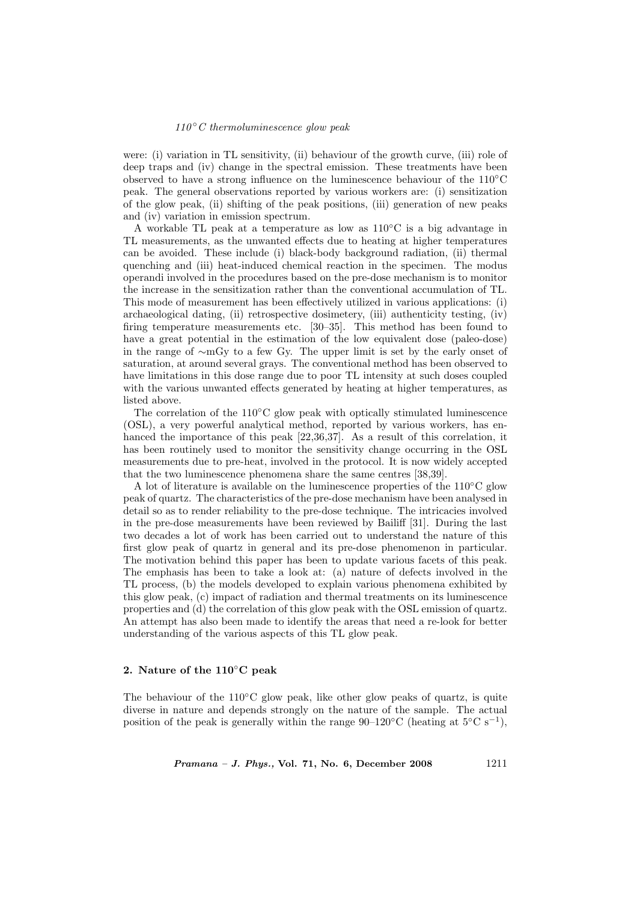were: (i) variation in TL sensitivity, (ii) behaviour of the growth curve, (iii) role of deep traps and (iv) change in the spectral emission. These treatments have been observed to have a strong influence on the luminescence behaviour of the 110°C peak. The general observations reported by various workers are: (i) sensitization of the glow peak, (ii) shifting of the peak positions, (iii) generation of new peaks and (iv) variation in emission spectrum.

A workable TL peak at a temperature as low as 110°C is a big advantage in TL measurements, as the unwanted effects due to heating at higher temperatures can be avoided. These include (i) black-body background radiation, (ii) thermal quenching and (iii) heat-induced chemical reaction in the specimen. The modus operandi involved in the procedures based on the pre-dose mechanism is to monitor the increase in the sensitization rather than the conventional accumulation of TL. This mode of measurement has been effectively utilized in various applications: (i) archaeological dating, (ii) retrospective dosimetery, (iii) authenticity testing, (iv) firing temperature measurements etc. [30–35]. This method has been found to have a great potential in the estimation of the low equivalent dose (paleo-dose) in the range of ∼mGy to a few Gy. The upper limit is set by the early onset of saturation, at around several grays. The conventional method has been observed to have limitations in this dose range due to poor TL intensity at such doses coupled with the various unwanted effects generated by heating at higher temperatures, as listed above.

The correlation of the 110°C glow peak with optically stimulated luminescence (OSL), a very powerful analytical method, reported by various workers, has enhanced the importance of this peak [22,36,37]. As a result of this correlation, it has been routinely used to monitor the sensitivity change occurring in the OSL measurements due to pre-heat, involved in the protocol. It is now widely accepted that the two luminescence phenomena share the same centres [38,39].

A lot of literature is available on the luminescence properties of the 110°C glow peak of quartz. The characteristics of the pre-dose mechanism have been analysed in detail so as to render reliability to the pre-dose technique. The intricacies involved in the pre-dose measurements have been reviewed by Bailiff [31]. During the last two decades a lot of work has been carried out to understand the nature of this first glow peak of quartz in general and its pre-dose phenomenon in particular. The motivation behind this paper has been to update various facets of this peak. The emphasis has been to take a look at: (a) nature of defects involved in the TL process, (b) the models developed to explain various phenomena exhibited by this glow peak, (c) impact of radiation and thermal treatments on its luminescence properties and (d) the correlation of this glow peak with the OSL emission of quartz. An attempt has also been made to identify the areas that need a re-look for better understanding of the various aspects of this TL glow peak.

## 2. Nature of the 110°C peak

The behaviour of the 110°C glow peak, like other glow peaks of quartz, is quite diverse in nature and depends strongly on the nature of the sample. The actual position of the peak is generally within the range 90–120°C (heating at 5°C $s^{-1}$),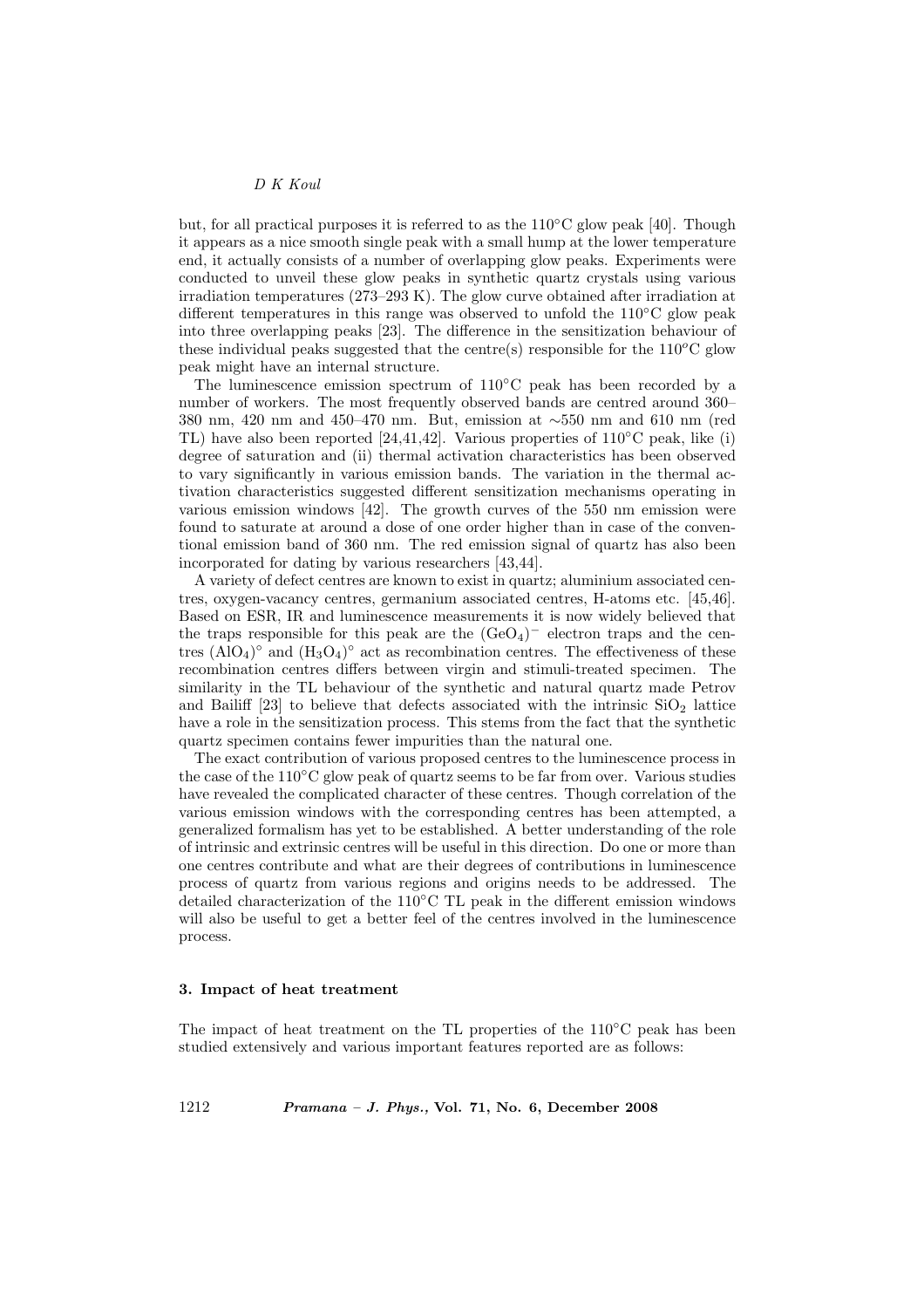but, for all practical purposes it is referred to as the 110°C glow peak [40]. Though it appears as a nice smooth single peak with a small hump at the lower temperature end, it actually consists of a number of overlapping glow peaks. Experiments were conducted to unveil these glow peaks in synthetic quartz crystals using various irradiation temperatures (273–293 K). The glow curve obtained after irradiation at different temperatures in this range was observed to unfold the 110°C glow peak into three overlapping peaks [23]. The difference in the sensitization behaviour of these individual peaks suggested that the centre(s) responsible for the 110°C glow peak might have an internal structure.

The luminescence emission spectrum of 110°C peak has been recorded by a number of workers. The most frequently observed bands are centred around 360–380 nm, 420 nm and 450–470 nm. But, emission at ∼550 nm and 610 nm (red TL) have also been reported [24,41,42]. Various properties of 110°C peak, like (i) degree of saturation and (ii) thermal activation characteristics has been observed to vary significantly in various emission bands. The variation in the thermal activation characteristics suggested different sensitization mechanisms operating in various emission windows [42]. The growth curves of the 550 nm emission were found to saturate at around a dose of one order higher than in case of the conventional emission band of 360 nm. The red emission signal of quartz has also been incorporated for dating by various researchers [43,44].

A variety of defect centres are known to exist in quartz; aluminium associated centres, oxygen-vacancy centres, germanium associated centres, H-atoms etc. [45,46]. Based on ESR, IR and luminescence measurements it is now widely believed that the traps responsible for this peak are the $(GeO_4)^-$ electron traps and the centres $(AlO_4)^\circ$ and $(H_3O_4)^\circ$ act as recombination centres. The effectiveness of these recombination centres differs between virgin and stimuli-treated specimen. The similarity in the TL behaviour of the synthetic and natural quartz made Petrov and Bailiff [23] to believe that defects associated with the intrinsic $SiO_2$ lattice have a role in the sensitization process. This stems from the fact that the synthetic quartz specimen contains fewer impurities than the natural one.

The exact contribution of various proposed centres to the luminescence process in the case of the 110°C glow peak of quartz seems to be far from over. Various studies have revealed the complicated character of these centres. Though correlation of the various emission windows with the corresponding centres has been attempted, a generalized formalism has yet to be established. A better understanding of the role of intrinsic and extrinsic centres will be useful in this direction. Do one or more than one centres contribute and what are their degrees of contributions in luminescence process of quartz from various regions and origins needs to be addressed. The detailed characterization of the 110°C TL peak in the different emission windows will also be useful to get a better feel of the centres involved in the luminescence process.

### 3. Impact of heat treatment

The impact of heat treatment on the TL properties of the 110°C peak has been studied extensively and various important features reported are as follows: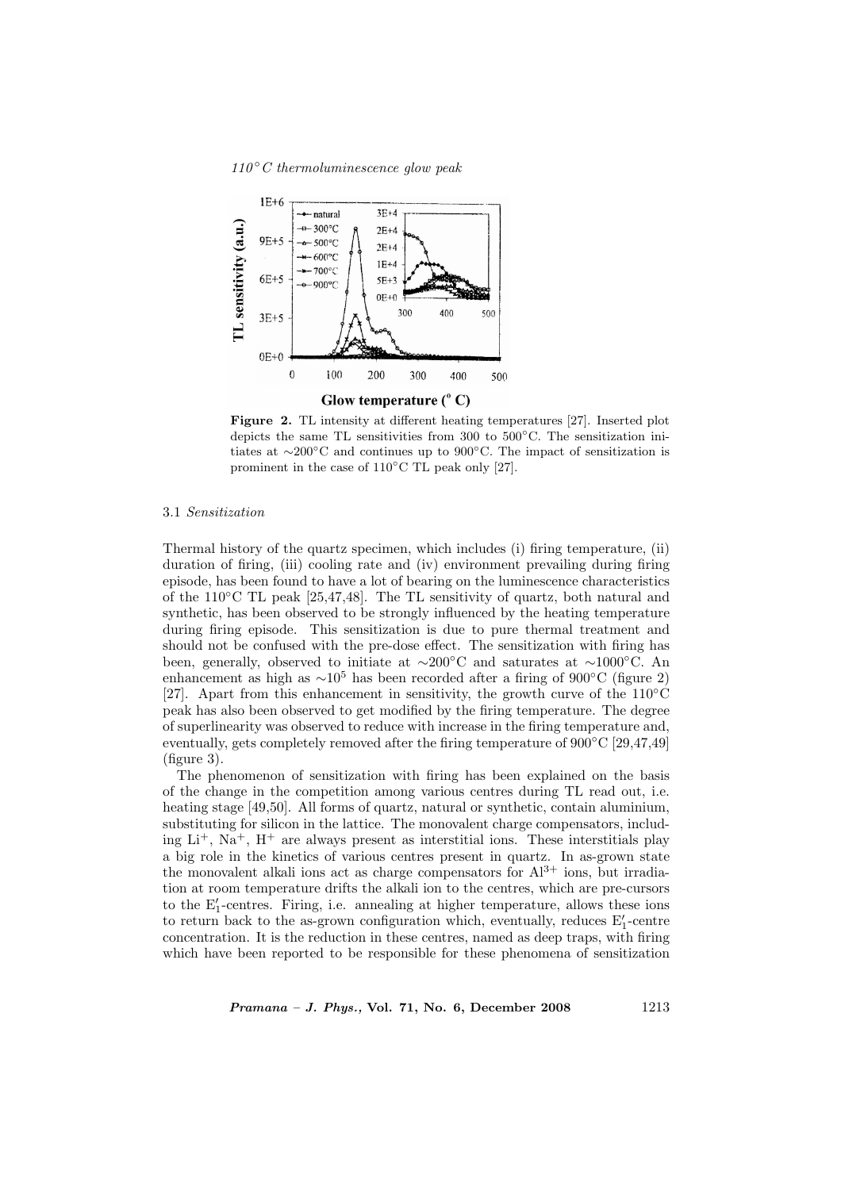**Figure 2.** TL intensity at different heating temperatures [27]. Inserted plot depicts the same TL sensitivities from 300 to 500°C. The sensitization initiates at ∼200°C and continues up to 900°C. The impact of sensitization is prominent in the case of 110°C TL peak only [27].

### 3.1 *Sensitization*

Thermal history of the quartz specimen, which includes (i) firing temperature, (ii) duration of firing, (iii) cooling rate and (iv) environment prevailing during firing episode, has been found to have a lot of bearing on the luminescence characteristics of the 110°C TL peak [25,47,48]. The TL sensitivity of quartz, both natural and synthetic, has been observed to be strongly influenced by the heating temperature during firing episode. This sensitization is due to pure thermal treatment and should not be confused with the pre-dose effect. The sensitization with firing has been, generally, observed to initiate at ∼200°C and saturates at ∼1000°C. An enhancement as high as $\sim 10^5$ has been recorded after a firing of 900°C (figure 2) [27]. Apart from this enhancement in sensitivity, the growth curve of the 110°C peak has also been observed to get modified by the firing temperature. The degree of superlinearity was observed to reduce with increase in the firing temperature and, eventually, gets completely removed after the firing temperature of 900°C [29,47,49] (figure 3).

The phenomenon of sensitization with firing has been explained on the basis of the change in the competition among various centres during TL read out, i.e. heating stage [49,50]. All forms of quartz, natural or synthetic, contain aluminium, substituting for silicon in the lattice. The monovalent charge compensators, including $Li^+$, $Na^+$, $H^+$ are always present as interstitial ions. These interstitials play a big role in the kinetics of various centres present in quartz. In as-grown state the monovalent alkali ions act as charge compensators for $Al^{3+}$ ions, but irradiation at room temperature drifts the alkali ion to the centres, which are pre-cursors to the $E_1'$-centres. Firing, i.e. annealing at higher temperature, allows these ions to return back to the as-grown configuration which, eventually, reduces $E_1'$-centre concentration. It is the reduction in these centres, named as deep traps, with firing which have been reported to be responsible for these phenomena of sensitization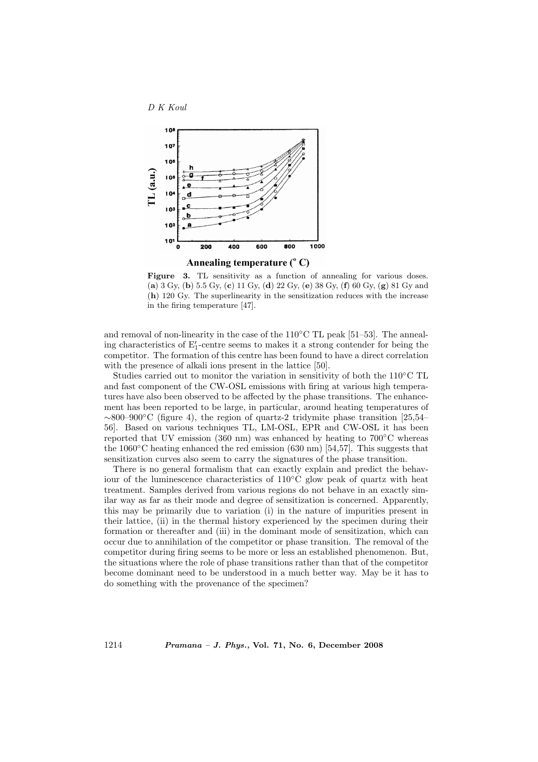**Figure 3.** TL sensitivity as a function of annealing for various doses. (**a**) 3 Gy, (**b**) 5.5 Gy, (**c**) 11 Gy, (**d**) 22 Gy, (**e**) 38 Gy, (**f**) 60 Gy, (**g**) 81 Gy and (**h**) 120 Gy. The superlinearity in the sensitization reduces with the increase in the firing temperature [47].

and removal of non-linearity in the case of the 110°C TL peak [51–53]. The annealing characteristics of $E_1'$-centre seems to makes it a strong contender for being the competitor. The formation of this centre has been found to have a direct correlation with the presence of alkali ions present in the lattice [50].

Studies carried out to monitor the variation in sensitivity of both the 110°C TL and fast component of the CW-OSL emissions with firing at various high temperatures have also been observed to be affected by the phase transitions. The enhancement has been reported to be large, in particular, around heating temperatures of ∼800–900°C (figure 4), the region of quartz-2 tridymite phase transition [25,54–56]. Based on various techniques TL, LM-OSL, EPR and CW-OSL it has been reported that UV emission (360 nm) was enhanced by heating to 700°C whereas the 1060°C heating enhanced the red emission (630 nm) [54,57]. This suggests that sensitization curves also seem to carry the signatures of the phase transition.

There is no general formalism that can exactly explain and predict the behaviour of the luminescence characteristics of 110°C glow peak of quartz with heat treatment. Samples derived from various regions do not behave in an exactly similar way as far as their mode and degree of sensitization is concerned. Apparently, this may be primarily due to variation (i) in the nature of impurities present in their lattice, (ii) in the thermal history experienced by the specimen during their formation or thereafter and (iii) in the dominant mode of sensitization, which can occur due to annihilation of the competitor or phase transition. The removal of the competitor during firing seems to be more or less an established phenomenon. But, the situations where the role of phase transitions rather than that of the competitor become dominant need to be understood in a much better way. May be it has to do something with the provenance of the specimen?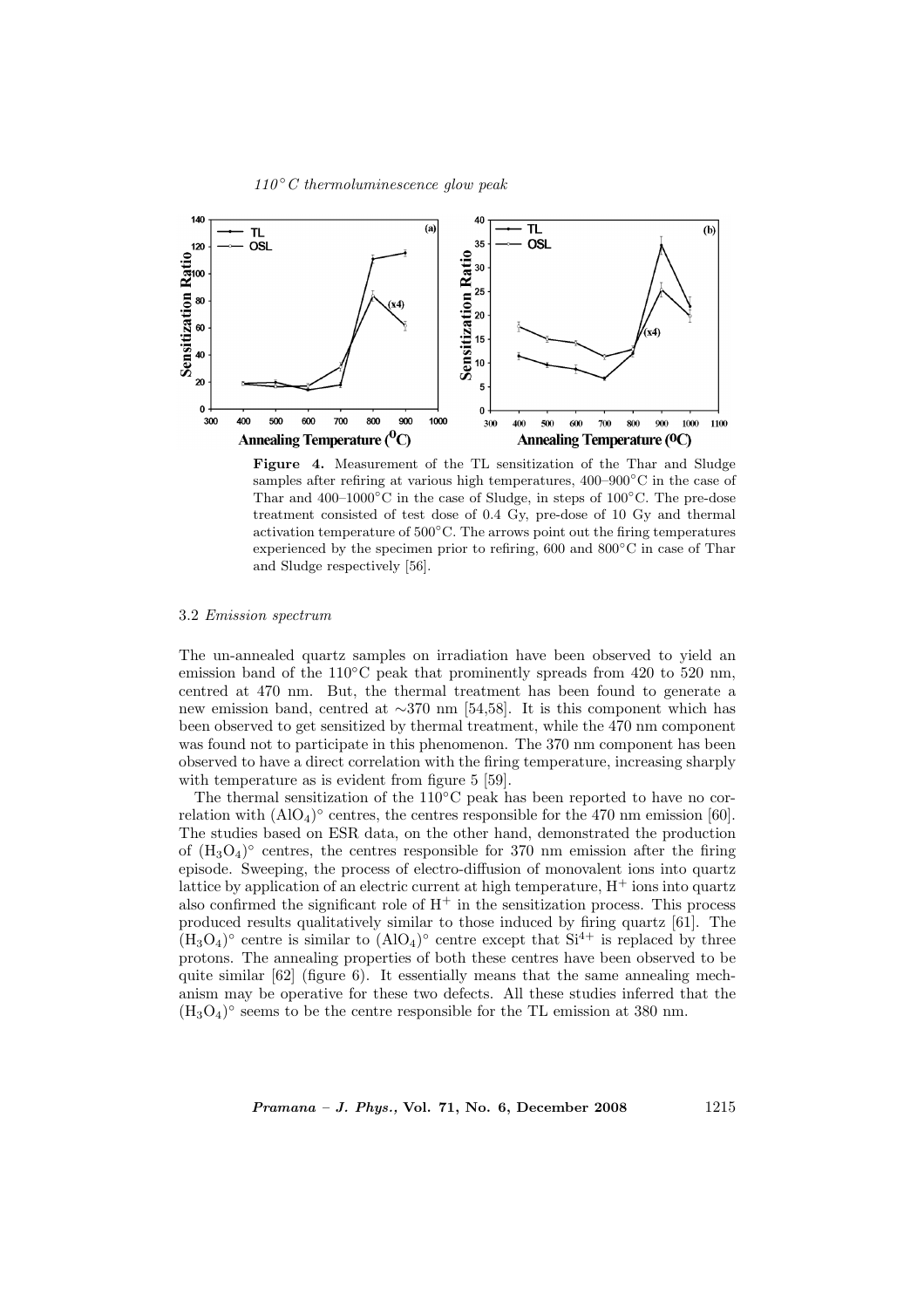**Figure 4.** Measurement of the TL sensitization of the Thar and Sludge samples after refiring at various high temperatures, 400–900°C in the case of Thar and 400–1000°C in the case of Sludge, in steps of 100°C. The pre-dose treatment consisted of test dose of 0.4 Gy, pre-dose of 10 Gy and thermal activation temperature of 500°C. The arrows point out the firing temperatures experienced by the specimen prior to refiring, 600 and 800°C in case of Thar and Sludge respectively [56].

### 3.2 *Emission spectrum*

The un-annealed quartz samples on irradiation have been observed to yield an emission band of the 110°C peak that prominently spreads from 420 to 520 nm, centred at 470 nm. But, the thermal treatment has been found to generate a new emission band, centred at ∼370 nm [54,58]. It is this component which has been observed to get sensitized by thermal treatment, while the 470 nm component was found not to participate in this phenomenon. The 370 nm component has been observed to have a direct correlation with the firing temperature, increasing sharply with temperature as is evident from figure 5 [59].

The thermal sensitization of the 110°C peak has been reported to have no correlation with $(AlO_4)^{\circ}$ centres, the centres responsible for the 470 nm emission [60]. The studies based on ESR data, on the other hand, demonstrated the production of $(H_3O_4)^{\circ}$ centres, the centres responsible for 370 nm emission after the firing episode. Sweeping, the process of electro-diffusion of monovalent ions into quartz lattice by application of an electric current at high temperature, $H^+$ ions into quartz also confirmed the significant role of $H^+$ in the sensitization process. This process produced results qualitatively similar to those induced by firing quartz [61]. The $(H_3O_4)^{\circ}$ centre is similar to $(AlO_4)^{\circ}$ centre except that $Si^{4+}$ is replaced by three protons. The annealing properties of both these centres have been observed to be quite similar [62] (figure 6). It essentially means that the same annealing mechanism may be operative for these two defects. All these studies inferred that the $(H_3O_4)^{\circ}$ seems to be the centre responsible for the TL emission at 380 nm.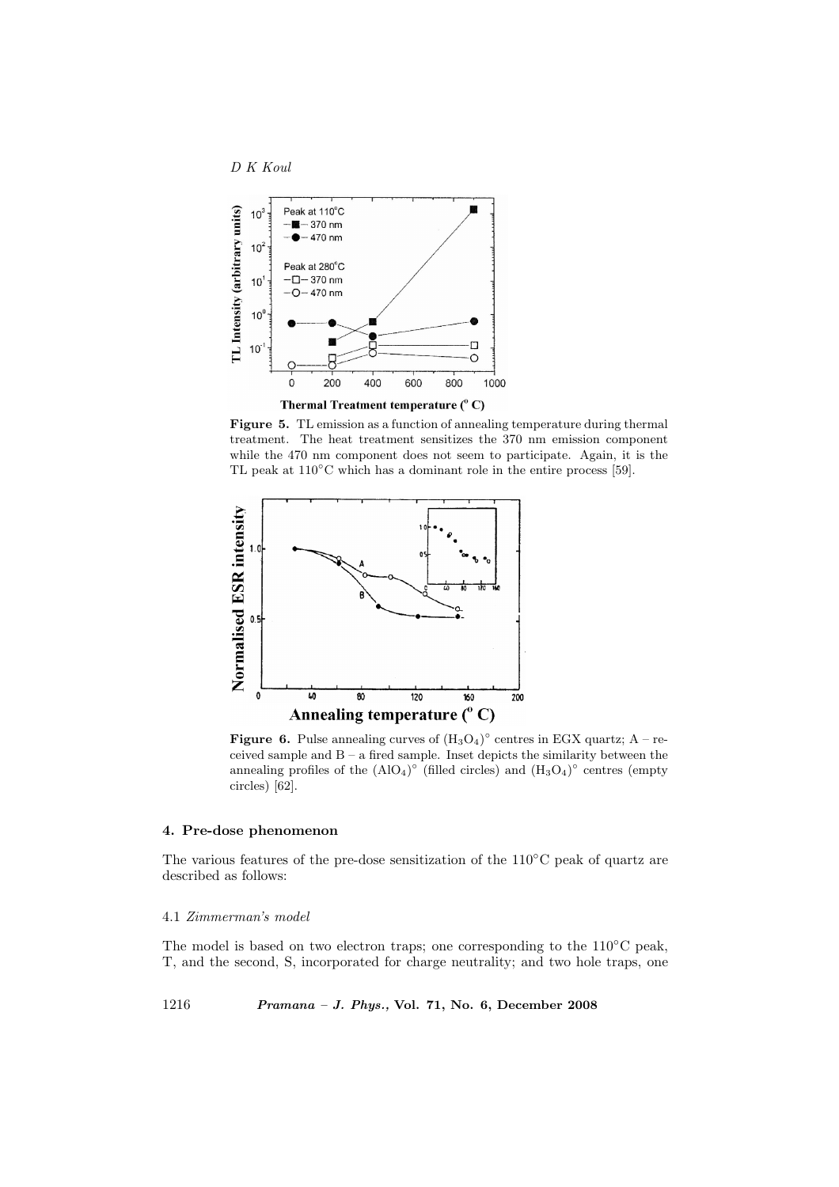**Figure 5.** TL emission as a function of annealing temperature during thermal treatment. The heat treatment sensitizes the 370 nm emission component while the 470 nm component does not seem to participate. Again, it is the TL peak at 110°C which has a dominant role in the entire process [59].

**Figure 6.** Pulse annealing curves of $(H_3O_4)^\circ$ centres in EGX quartz; A – received sample and B – a fired sample. Inset depicts the similarity between the annealing profiles of the $(AlO_4)^\circ$ (filled circles) and $(H_3O_4)^\circ$ centres (empty circles) [62].

## 4. Pre-dose phenomenon

The various features of the pre-dose sensitization of the 110°C peak of quartz are described as follows:

### 4.1 *Zimmerman's model*

The model is based on two electron traps; one corresponding to the 110°C peak, T, and the second, S, incorporated for charge neutrality; and two hole traps, one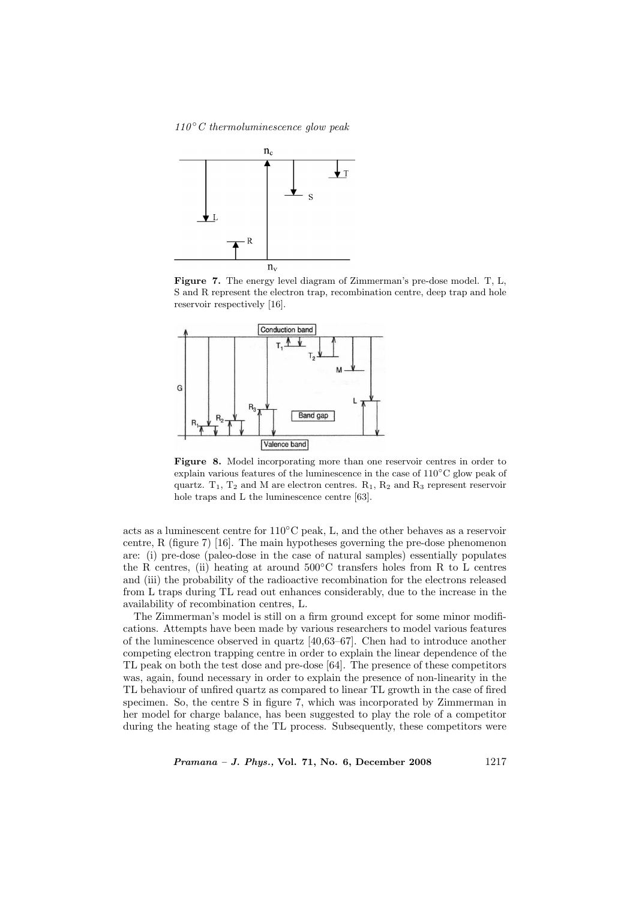**Figure 7.** The energy level diagram of Zimmerman's pre-dose model. T, L, S and R represent the electron trap, recombination centre, deep trap and hole reservoir respectively [16].

**Figure 8.** Model incorporating more than one reservoir centres in order to explain various features of the luminescence in the case of 110°C glow peak of quartz. $T_1$, $T_2$ and M are electron centres. $R_1$, $R_2$ and $R_3$ represent reservoir hole traps and L the luminescence centre [63].

acts as a luminescent centre for 110°C peak, L, and the other behaves as a reservoir centre, R (figure 7) [16]. The main hypotheses governing the pre-dose phenomenon are: (i) pre-dose (paleo-dose in the case of natural samples) essentially populates the R centres, (ii) heating at around 500°C transfers holes from R to L centres and (iii) the probability of the radioactive recombination for the electrons released from L traps during TL read out enhances considerably, due to the increase in the availability of recombination centres, L.

The Zimmerman's model is still on a firm ground except for some minor modifications. Attempts have been made by various researchers to model various features of the luminescence observed in quartz [40,63–67]. Chen had to introduce another competing electron trapping centre in order to explain the linear dependence of the TL peak on both the test dose and pre-dose [64]. The presence of these competitors was, again, found necessary in order to explain the presence of non-linearity in the TL behaviour of unfired quartz as compared to linear TL growth in the case of fired specimen. So, the centre S in figure 7, which was incorporated by Zimmerman in her model for charge balance, has been suggested to play the role of a competitor during the heating stage of the TL process. Subsequently, these competitors were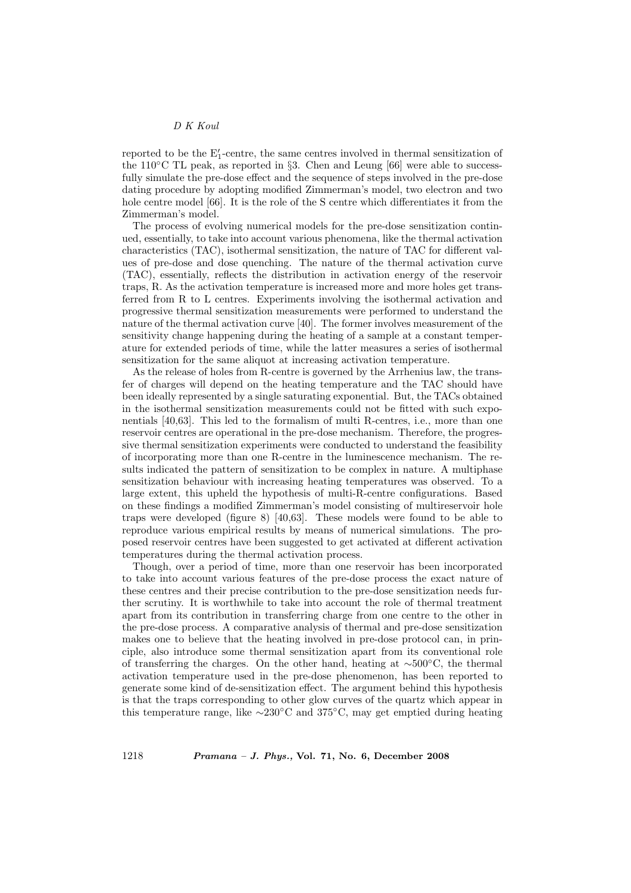reported to be the $E_1'$-centre, the same centres involved in thermal sensitization of the 110°C TL peak, as reported in §3. Chen and Leung [66] were able to successfully simulate the pre-dose effect and the sequence of steps involved in the pre-dose dating procedure by adopting modified Zimmerman's model, two electron and two hole centre model [66]. It is the role of the S centre which differentiates it from the Zimmerman's model.

The process of evolving numerical models for the pre-dose sensitization continued, essentially, to take into account various phenomena, like the thermal activation characteristics (TAC), isothermal sensitization, the nature of TAC for different values of pre-dose and dose quenching. The nature of the thermal activation curve (TAC), essentially, reflects the distribution in activation energy of the reservoir traps, R. As the activation temperature is increased more and more holes get transferred from R to L centres. Experiments involving the isothermal activation and progressive thermal sensitization measurements were performed to understand the nature of the thermal activation curve [40]. The former involves measurement of the sensitivity change happening during the heating of a sample at a constant temperature for extended periods of time, while the latter measures a series of isothermal sensitization for the same aliquot at increasing activation temperature.

As the release of holes from R-centre is governed by the Arrhenius law, the transfer of charges will depend on the heating temperature and the TAC should have been ideally represented by a single saturating exponential. But, the TACs obtained in the isothermal sensitization measurements could not be fitted with such exponentials [40,63]. This led to the formalism of multi R-centres, i.e., more than one reservoir centres are operational in the pre-dose mechanism. Therefore, the progressive thermal sensitization experiments were conducted to understand the feasibility of incorporating more than one R-centre in the luminescence mechanism. The results indicated the pattern of sensitization to be complex in nature. A multiphase sensitization behaviour with increasing heating temperatures was observed. To a large extent, this upheld the hypothesis of multi-R-centre configurations. Based on these findings a modified Zimmerman's model consisting of multireservoir hole traps were developed (figure 8) [40,63]. These models were found to be able to reproduce various empirical results by means of numerical simulations. The proposed reservoir centres have been suggested to get activated at different activation temperatures during the thermal activation process.

Though, over a period of time, more than one reservoir has been incorporated to take into account various features of the pre-dose process the exact nature of these centres and their precise contribution to the pre-dose sensitization needs further scrutiny. It is worthwhile to take into account the role of thermal treatment apart from its contribution in transferring charge from one centre to the other in the pre-dose process. A comparative analysis of thermal and pre-dose sensitization makes one to believe that the heating involved in pre-dose protocol can, in principle, also introduce some thermal sensitization apart from its conventional role of transferring the charges. On the other hand, heating at ∼500°C, the thermal activation temperature used in the pre-dose phenomenon, has been reported to generate some kind of de-sensitization effect. The argument behind this hypothesis is that the traps corresponding to other glow curves of the quartz which appear in this temperature range, like ∼230°C and 375°C, may get emptied during heating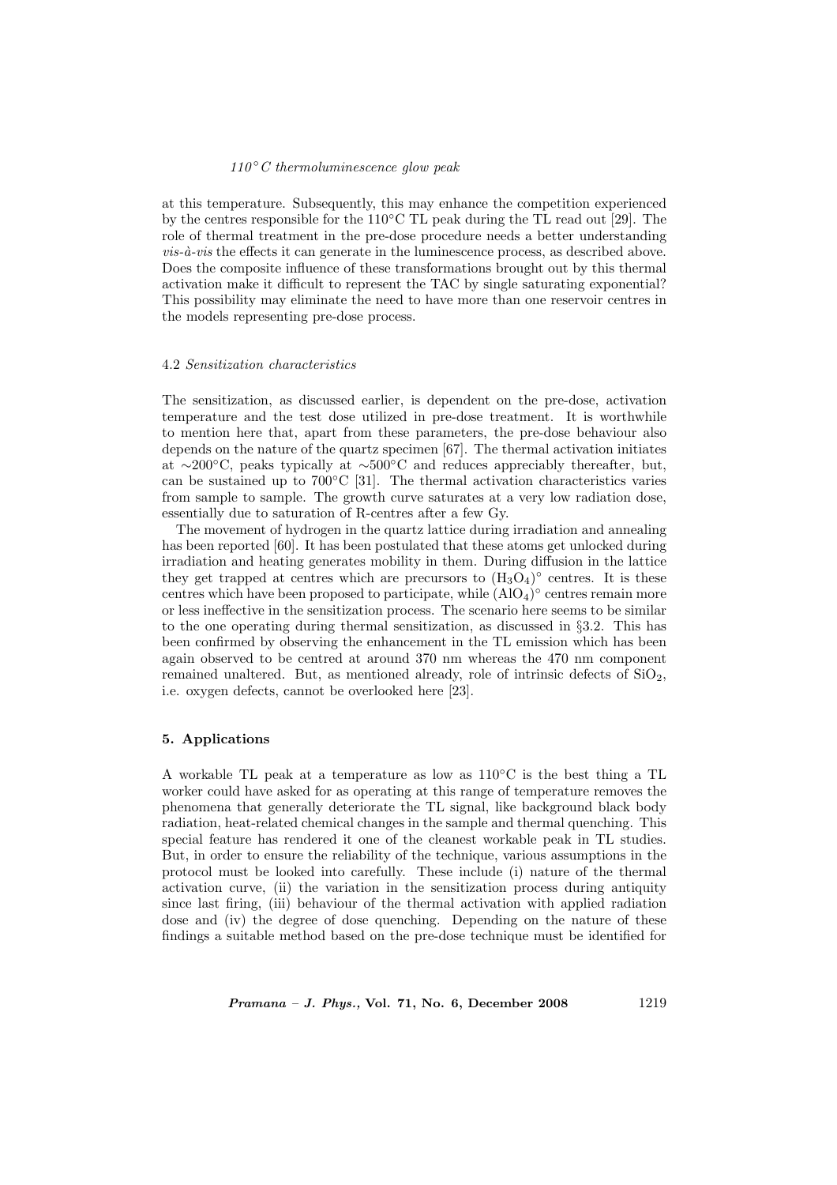at this temperature. Subsequently, this may enhance the competition experienced by the centres responsible for the 110°C TL peak during the TL read out [29]. The role of thermal treatment in the pre-dose procedure needs a better understanding *vis-à-vis* the effects it can generate in the luminescence process, as described above. Does the composite influence of these transformations brought out by this thermal activation make it difficult to represent the TAC by single saturating exponential? This possibility may eliminate the need to have more than one reservoir centres in the models representing pre-dose process.

### 4.2 *Sensitization characteristics*

The sensitization, as discussed earlier, is dependent on the pre-dose, activation temperature and the test dose utilized in pre-dose treatment. It is worthwhile to mention here that, apart from these parameters, the pre-dose behaviour also depends on the nature of the quartz specimen [67]. The thermal activation initiates at ∼200°C, peaks typically at ∼500°C and reduces appreciably thereafter, but, can be sustained up to 700°C [31]. The thermal activation characteristics varies from sample to sample. The growth curve saturates at a very low radiation dose, essentially due to saturation of R-centres after a few Gy.

The movement of hydrogen in the quartz lattice during irradiation and annealing has been reported [60]. It has been postulated that these atoms get unlocked during irradiation and heating generates mobility in them. During diffusion in the lattice they get trapped at centres which are precursors to $(H_3O_4)^\circ$ centres. It is these centres which have been proposed to participate, while $(AlO_4)^\circ$ centres remain more or less ineffective in the sensitization process. The scenario here seems to be similar to the one operating during thermal sensitization, as discussed in §3.2. This has been confirmed by observing the enhancement in the TL emission which has been again observed to be centred at around 370 nm whereas the 470 nm component remained unaltered. But, as mentioned already, role of intrinsic defects of $SiO_2$, i.e. oxygen defects, cannot be overlooked here [23].

## 5. Applications

A workable TL peak at a temperature as low as 110°C is the best thing a TL worker could have asked for as operating at this range of temperature removes the phenomena that generally deteriorate the TL signal, like background black body radiation, heat-related chemical changes in the sample and thermal quenching. This special feature has rendered it one of the cleanest workable peak in TL studies. But, in order to ensure the reliability of the technique, various assumptions in the protocol must be looked into carefully. These include (i) nature of the thermal activation curve, (ii) the variation in the sensitization process during antiquity since last firing, (iii) behaviour of the thermal activation with applied radiation dose and (iv) the degree of dose quenching. Depending on the nature of these findings a suitable method based on the pre-dose technique must be identified for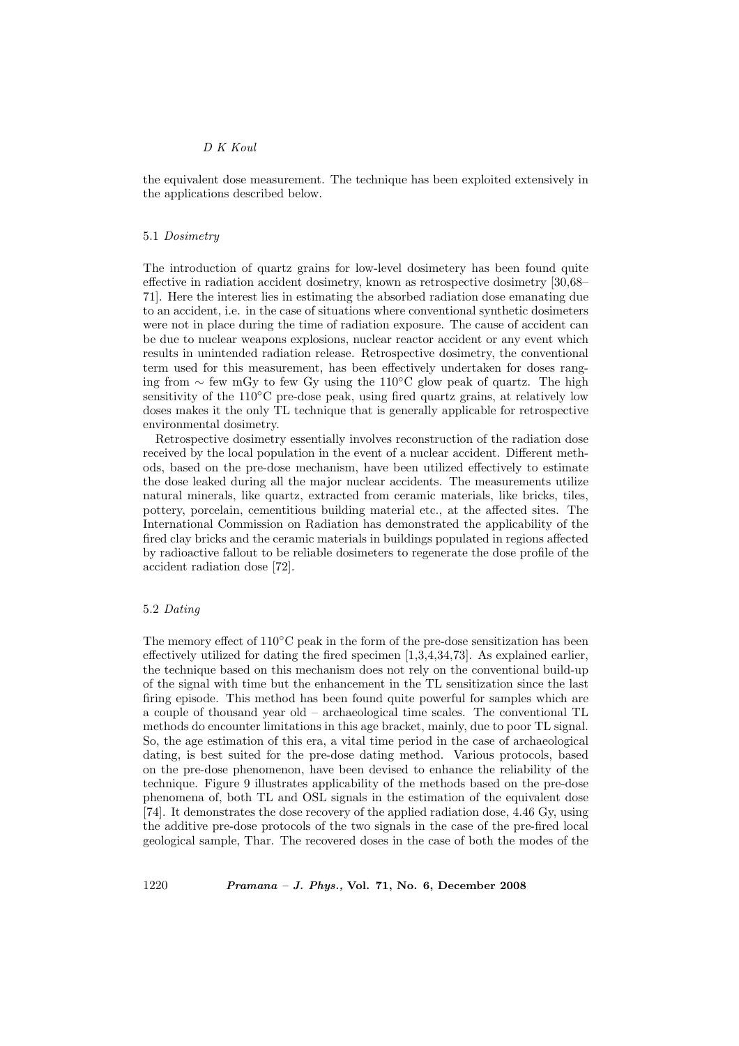the equivalent dose measurement. The technique has been exploited extensively in the applications described below.

### 5.1 *Dosimetry*

The introduction of quartz grains for low-level dosimetery has been found quite effective in radiation accident dosimetry, known as retrospective dosimetry [30,68–71]. Here the interest lies in estimating the absorbed radiation dose emanating due to an accident, i.e. in the case of situations where conventional synthetic dosimeters were not in place during the time of radiation exposure. The cause of accident can be due to nuclear weapons explosions, nuclear reactor accident or any event which results in unintended radiation release. Retrospective dosimetry, the conventional term used for this measurement, has been effectively undertaken for doses ranging from $\sim$ few mGy to few Gy using the $110^{\circ}$C glow peak of quartz. The high sensitivity of the $110^{\circ}$C pre-dose peak, using fired quartz grains, at relatively low doses makes it the only TL technique that is generally applicable for retrospective environmental dosimetry.

Retrospective dosimetry essentially involves reconstruction of the radiation dose received by the local population in the event of a nuclear accident. Different methods, based on the pre-dose mechanism, have been utilized effectively to estimate the dose leaked during all the major nuclear accidents. The measurements utilize natural minerals, like quartz, extracted from ceramic materials, like bricks, tiles, pottery, porcelain, cementitious building material etc., at the affected sites. The International Commission on Radiation has demonstrated the applicability of the fired clay bricks and the ceramic materials in buildings populated in regions affected by radioactive fallout to be reliable dosimeters to regenerate the dose profile of the accident radiation dose [72].

### 5.2 *Dating*

The memory effect of $110^{\circ}$C peak in the form of the pre-dose sensitization has been effectively utilized for dating the fired specimen [1,3,4,34,73]. As explained earlier, the technique based on this mechanism does not rely on the conventional build-up of the signal with time but the enhancement in the TL sensitization since the last firing episode. This method has been found quite powerful for samples which are a couple of thousand year old – archaeological time scales. The conventional TL methods do encounter limitations in this age bracket, mainly, due to poor TL signal. So, the age estimation of this era, a vital time period in the case of archaeological dating, is best suited for the pre-dose dating method. Various protocols, based on the pre-dose phenomenon, have been devised to enhance the reliability of the technique. Figure 9 illustrates applicability of the methods based on the pre-dose phenomena of, both TL and OSL signals in the estimation of the equivalent dose [74]. It demonstrates the dose recovery of the applied radiation dose, 4.46 Gy, using the additive pre-dose protocols of the two signals in the case of the pre-fired local geological sample, Thar. The recovered doses in the case of both the modes of the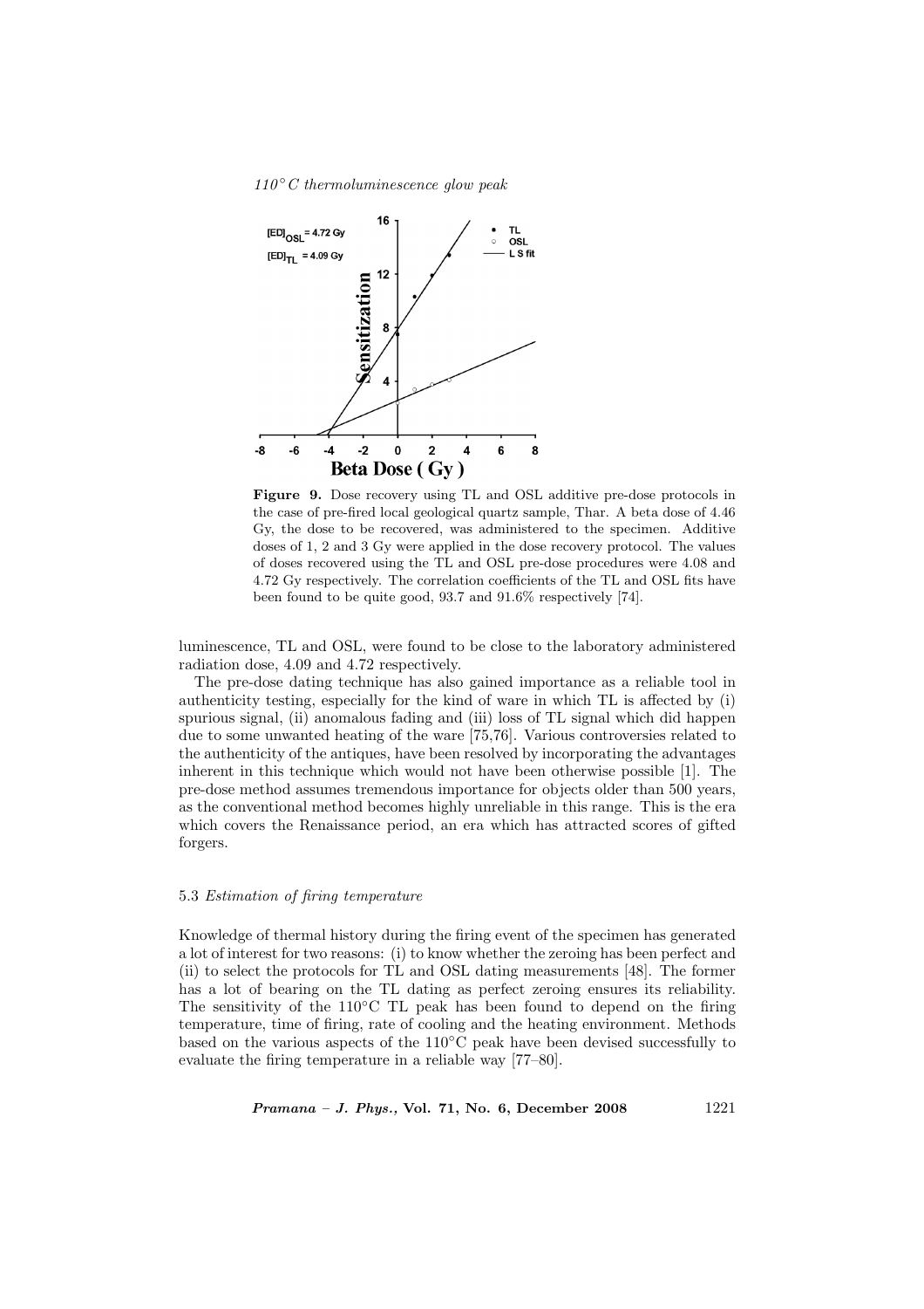**Figure 9.** Dose recovery using TL and OSL additive pre-dose protocols in the case of pre-fired local geological quartz sample, Thar. A beta dose of 4.46 Gy, the dose to be recovered, was administered to the specimen. Additive doses of 1, 2 and 3 Gy were applied in the dose recovery protocol. The values of doses recovered using the TL and OSL pre-dose procedures were 4.08 and 4.72 Gy respectively. The correlation coefficients of the TL and OSL fits have been found to be quite good, 93.7 and 91.6% respectively [74].

luminescence, TL and OSL, were found to be close to the laboratory administered radiation dose, 4.09 and 4.72 respectively.

The pre-dose dating technique has also gained importance as a reliable tool in authenticity testing, especially for the kind of ware in which TL is affected by (i) spurious signal, (ii) anomalous fading and (iii) loss of TL signal which did happen due to some unwanted heating of the ware [75,76]. Various controversies related to the authenticity of the antiques, have been resolved by incorporating the advantages inherent in this technique which would not have been otherwise possible [1]. The pre-dose method assumes tremendous importance for objects older than 500 years, as the conventional method becomes highly unreliable in this range. This is the era which covers the Renaissance period, an era which has attracted scores of gifted forgers.

### 5.3 *Estimation of firing temperature*

Knowledge of thermal history during the firing event of the specimen has generated a lot of interest for two reasons: (i) to know whether the zeroing has been perfect and (ii) to select the protocols for TL and OSL dating measurements [48]. The former has a lot of bearing on the TL dating as perfect zeroing ensures its reliability. The sensitivity of the 110°C TL peak has been found to depend on the firing temperature, time of firing, rate of cooling and the heating environment. Methods based on the various aspects of the 110°C peak have been devised successfully to evaluate the firing temperature in a reliable way [77–80].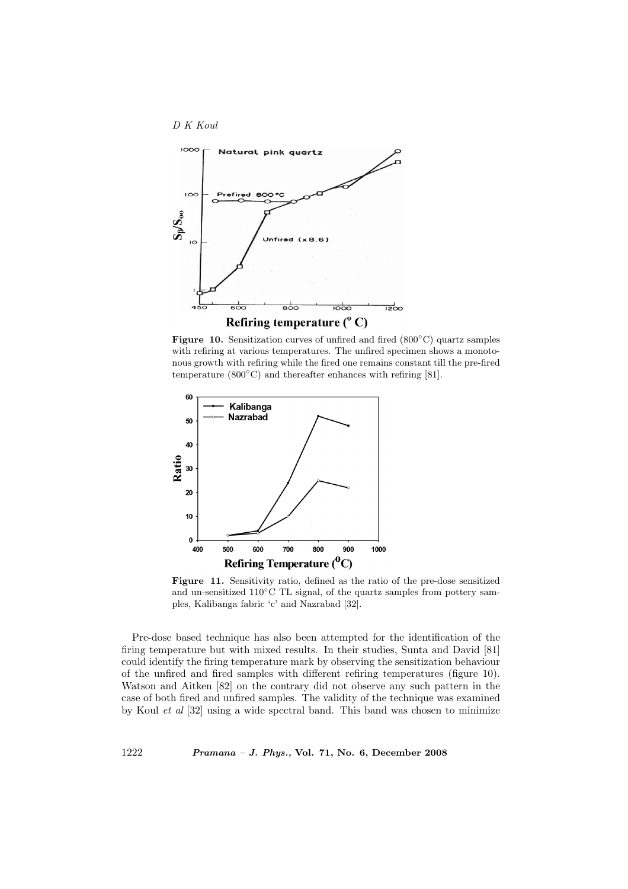**Figure 10.** Sensitization curves of unfired and fired (800°C) quartz samples with refiring at various temperatures. The unfired specimen shows a monotonous growth with refiring while the fired one remains constant till the pre-fired temperature (800°C) and thereafter enhances with refiring [81].

**Figure 11.** Sensitivity ratio, defined as the ratio of the pre-dose sensitized and un-sensitized 110°C TL signal, of the quartz samples from pottery samples, Kalibanga fabric 'c' and Nazrabad [32].

Pre-dose based technique has also been attempted for the identification of the firing temperature but with mixed results. In their studies, Sunta and David [81] could identify the firing temperature mark by observing the sensitization behaviour of the unfired and fired samples with different refiring temperatures (figure 10). Watson and Aitken [82] on the contrary did not observe any such pattern in the case of both fired and unfired samples. The validity of the technique was examined by Koul *et al* [32] using a wide spectral band. This band was chosen to minimize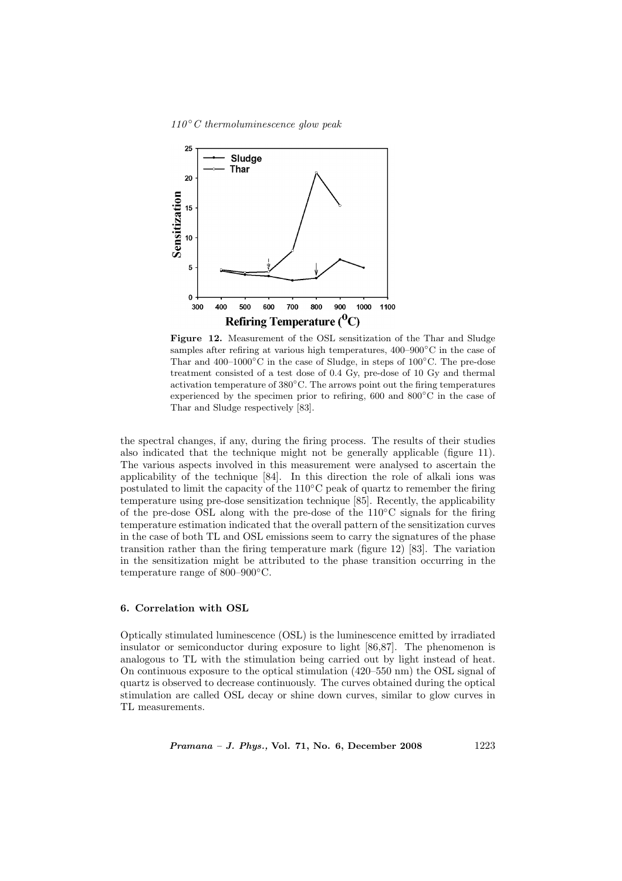**Figure 12.** Measurement of the OSL sensitization of the Thar and Sludge samples after refiring at various high temperatures, 400–900°C in the case of Thar and 400–1000°C in the case of Sludge, in steps of 100°C. The pre-dose treatment consisted of a test dose of 0.4 Gy, pre-dose of 10 Gy and thermal activation temperature of 380°C. The arrows point out the firing temperatures experienced by the specimen prior to refiring, 600 and 800°C in the case of Thar and Sludge respectively [83].

the spectral changes, if any, during the firing process. The results of their studies also indicated that the technique might not be generally applicable (figure 11). The various aspects involved in this measurement were analysed to ascertain the applicability of the technique [84]. In this direction the role of alkali ions was postulated to limit the capacity of the 110°C peak of quartz to remember the firing temperature using pre-dose sensitization technique [85]. Recently, the applicability of the pre-dose OSL along with the pre-dose of the 110°C signals for the firing temperature estimation indicated that the overall pattern of the sensitization curves in the case of both TL and OSL emissions seem to carry the signatures of the phase transition rather than the firing temperature mark (figure 12) [83]. The variation in the sensitization might be attributed to the phase transition occurring in the temperature range of 800–900°C.

## 6. Correlation with OSL

Optically stimulated luminescence (OSL) is the luminescence emitted by irradiated insulator or semiconductor during exposure to light [86,87]. The phenomenon is analogous to TL with the stimulation being carried out by light instead of heat. On continuous exposure to the optical stimulation (420–550 nm) the OSL signal of quartz is observed to decrease continuously. The curves obtained during the optical stimulation are called OSL decay or shine down curves, similar to glow curves in TL measurements.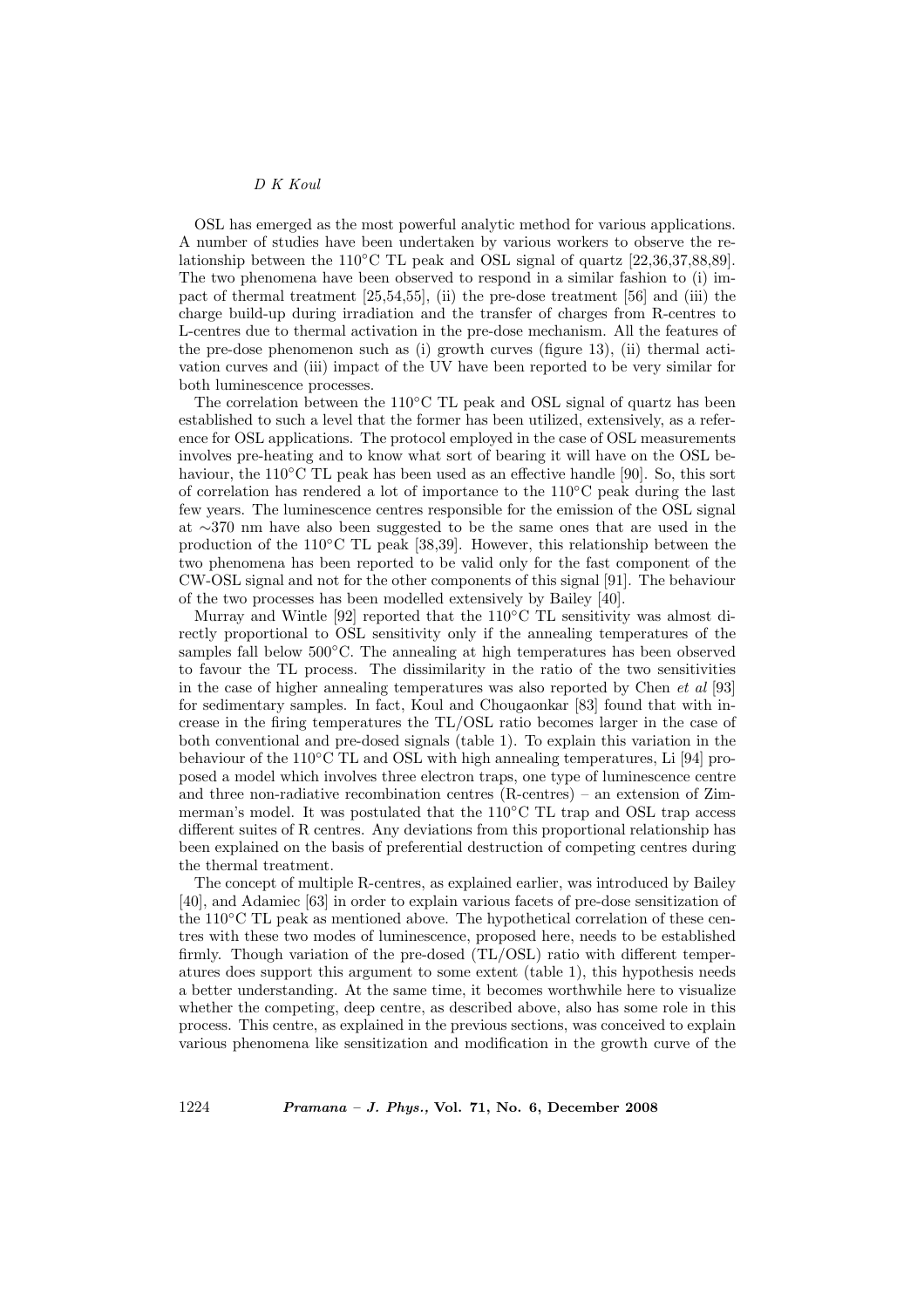OSL has emerged as the most powerful analytic method for various applications. A number of studies have been undertaken by various workers to observe the relationship between the 110°C TL peak and OSL signal of quartz [22,36,37,88,89]. The two phenomena have been observed to respond in a similar fashion to (i) impact of thermal treatment [25,54,55], (ii) the pre-dose treatment [56] and (iii) the charge build-up during irradiation and the transfer of charges from R-centres to L-centres due to thermal activation in the pre-dose mechanism. All the features of the pre-dose phenomenon such as (i) growth curves (figure 13), (ii) thermal activation curves and (iii) impact of the UV have been reported to be very similar for both luminescence processes.

The correlation between the 110°C TL peak and OSL signal of quartz has been established to such a level that the former has been utilized, extensively, as a reference for OSL applications. The protocol employed in the case of OSL measurements involves pre-heating and to know what sort of bearing it will have on the OSL behaviour, the 110°C TL peak has been used as an effective handle [90]. So, this sort of correlation has rendered a lot of importance to the 110°C peak during the last few years. The luminescence centres responsible for the emission of the OSL signal at ∼370 nm have also been suggested to be the same ones that are used in the production of the 110°C TL peak [38,39]. However, this relationship between the two phenomena has been reported to be valid only for the fast component of the CW-OSL signal and not for the other components of this signal [91]. The behaviour of the two processes has been modelled extensively by Bailey [40].

Murray and Wintle [92] reported that the 110°C TL sensitivity was almost directly proportional to OSL sensitivity only if the annealing temperatures of the samples fall below 500°C. The annealing at high temperatures has been observed to favour the TL process. The dissimilarity in the ratio of the two sensitivities in the case of higher annealing temperatures was also reported by Chen *et al* [93] for sedimentary samples. In fact, Koul and Chougaonkar [83] found that with increase in the firing temperatures the TL/OSL ratio becomes larger in the case of both conventional and pre-dosed signals (table 1). To explain this variation in the behaviour of the 110°C TL and OSL with high annealing temperatures, Li [94] proposed a model which involves three electron traps, one type of luminescence centre and three non-radiative recombination centres (R-centres) – an extension of Zimmerman's model. It was postulated that the 110°C TL trap and OSL trap access different suites of R centres. Any deviations from this proportional relationship has been explained on the basis of preferential destruction of competing centres during the thermal treatment.

The concept of multiple R-centres, as explained earlier, was introduced by Bailey [40], and Adamiec [63] in order to explain various facets of pre-dose sensitization of the 110°C TL peak as mentioned above. The hypothetical correlation of these centres with these two modes of luminescence, proposed here, needs to be established firmly. Though variation of the pre-dosed (TL/OSL) ratio with different temperatures does support this argument to some extent (table 1), this hypothesis needs a better understanding. At the same time, it becomes worthwhile here to visualize whether the competing, deep centre, as described above, also has some role in this process. This centre, as explained in the previous sections, was conceived to explain various phenomena like sensitization and modification in the growth curve of the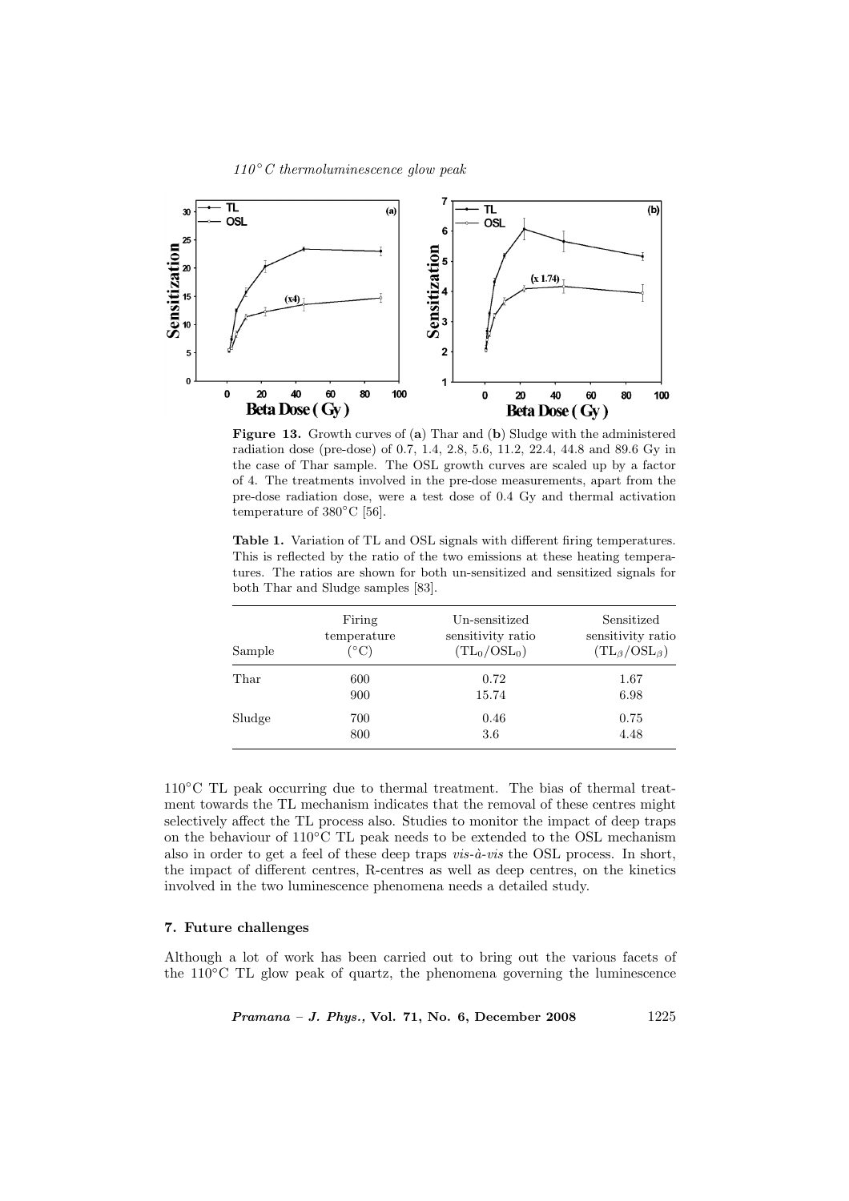**Figure 13.** Growth curves of (**a**) Thar and (**b**) Sludge with the administered radiation dose (pre-dose) of 0.7, 1.4, 2.8, 5.6, 11.2, 22.4, 44.8 and 89.6 Gy in the case of Thar sample. The OSL growth curves are scaled up by a factor of 4. The treatments involved in the pre-dose measurements, apart from the pre-dose radiation dose, were a test dose of 0.4 Gy and thermal activation temperature of 380°C [56].

**Table 1.** Variation of TL and OSL signals with different firing temperatures. This is reflected by the ratio of the two emissions at these heating temperatures. The ratios are shown for both un-sensitized and sensitized signals for both Thar and Sludge samples [83].

| Sample | Firing temperature (°C) | Un-sensitized sensitivity ratio ($TL_0/OSL_0$) | Sensitized sensitivity ratio ($TL_\beta/OSL_\beta$) |
|---|---|---|---|
| Thar | 600 | 0.72 | 1.67 |
| | 900 | 15.74 | 6.98 |
| Sludge | 700 | 0.46 | 0.75 |
| | 800 | 3.6 | 4.48 |

110°C TL peak occurring due to thermal treatment. The bias of thermal treatment towards the TL mechanism indicates that the removal of these centres might selectively affect the TL process also. Studies to monitor the impact of deep traps on the behaviour of 110°C TL peak needs to be extended to the OSL mechanism also in order to get a feel of these deep traps *vis-à-vis* the OSL process. In short, the impact of different centres, R-centres as well as deep centres, on the kinetics involved in the two luminescence phenomena needs a detailed study.

## 7. Future challenges

Although a lot of work has been carried out to bring out the various facets of the 110°C TL glow peak of quartz, the phenomena governing the luminescence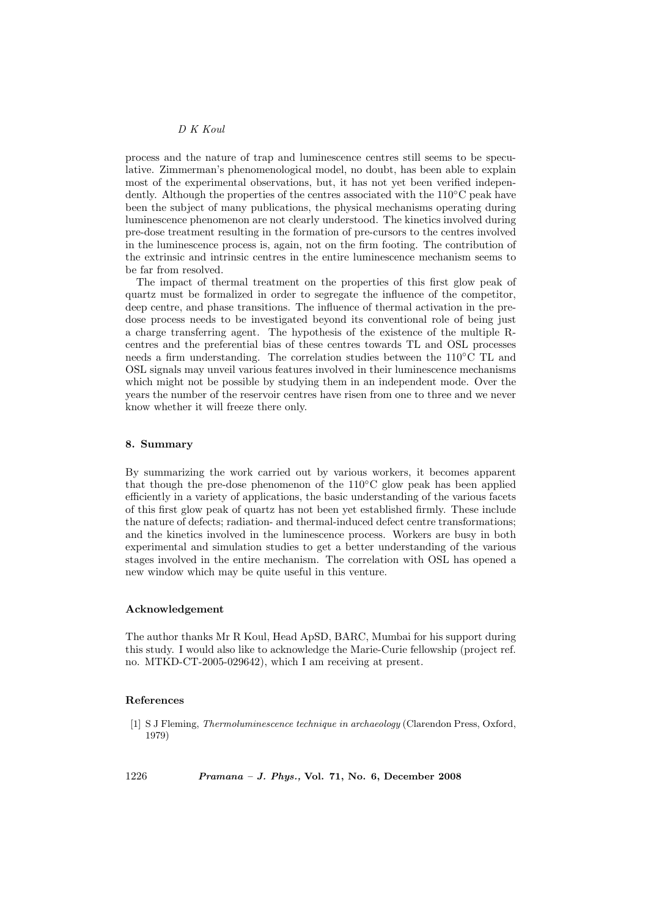process and the nature of trap and luminescence centres still seems to be speculative. Zimmerman's phenomenological model, no doubt, has been able to explain most of the experimental observations, but, it has not yet been verified independently. Although the properties of the centres associated with the 110°C peak have been the subject of many publications, the physical mechanisms operating during luminescence phenomenon are not clearly understood. The kinetics involved during pre-dose treatment resulting in the formation of pre-cursors to the centres involved in the luminescence process is, again, not on the firm footing. The contribution of the extrinsic and intrinsic centres in the entire luminescence mechanism seems to be far from resolved.

The impact of thermal treatment on the properties of this first glow peak of quartz must be formalized in order to segregate the influence of the competitor, deep centre, and phase transitions. The influence of thermal activation in the pre-dose process needs to be investigated beyond its conventional role of being just a charge transferring agent. The hypothesis of the existence of the multiple R-centres and the preferential bias of these centres towards TL and OSL processes needs a firm understanding. The correlation studies between the 110°C TL and OSL signals may unveil various features involved in their luminescence mechanisms which might not be possible by studying them in an independent mode. Over the years the number of the reservoir centres have risen from one to three and we never know whether it will freeze there only.

## 8. Summary

By summarizing the work carried out by various workers, it becomes apparent that though the pre-dose phenomenon of the 110°C glow peak has been applied efficiently in a variety of applications, the basic understanding of the various facets of this first glow peak of quartz has not been yet established firmly. These include the nature of defects; radiation- and thermal-induced defect centre transformations; and the kinetics involved in the luminescence process. Workers are busy in both experimental and simulation studies to get a better understanding of the various stages involved in the entire mechanism. The correlation with OSL has opened a new window which may be quite useful in this venture.

## Acknowledgement

The author thanks Mr R Koul, Head ApSD, BARC, Mumbai for his support during this study. I would also like to acknowledge the Marie-Curie fellowship (project ref. no. MTKD-CT-2005-029642), which I am receiving at present.

## References

[1] S J Fleming, *Thermoluminescence technique in archaeology* (Clarendon Press, Oxford, 1979)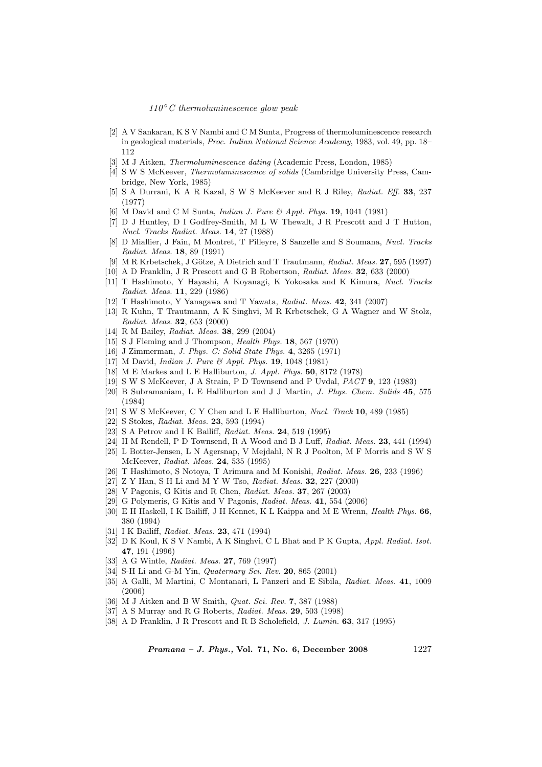[2] A V Sankaran, K S V Nambi and C M Sunta, Progress of thermoluminescence research in geological materials, *Proc. Indian National Science Academy*, 1983, vol. 49, pp. 18–112

[3] M J Aitken, *Thermoluminescence dating* (Academic Press, London, 1985)

[4] S W S McKeever, *Thermoluminescence of solids* (Cambridge University Press, Cambridge, New York, 1985)

[5] S A Durrani, K A R Kazal, S W S McKeever and R J Riley, *Radiat. Eff.* **33**, 237 (1977)

[6] M David and C M Sunta, *Indian J. Pure & Appl. Phys.* **19**, 1041 (1981)

[7] D J Huntley, D I Godfrey-Smith, M L W Thewalt, J R Prescott and J T Hutton, *Nucl. Tracks Radiat. Meas.* **14**, 27 (1988)

[8] D Miallier, J Fain, M Montret, T Pilleyre, S Sanzelle and S Soumana, *Nucl. Tracks Radiat. Meas.* **18**, 89 (1991)

[9] M R Krbetschek, J Götze, A Dietrich and T Trautmann, *Radiat. Meas.* **27**, 595 (1997)

[10] A D Franklin, J R Prescott and G B Robertson, *Radiat. Meas.* **32**, 633 (2000)

[11] T Hashimoto, Y Hayashi, A Koyanagi, K Yokosaka and K Kimura, *Nucl. Tracks Radiat. Meas.* **11**, 229 (1986)

[12] T Hashimoto, Y Yanagawa and T Yawata, *Radiat. Meas.* **42**, 341 (2007)

[13] R Kuhn, T Trautmann, A K Singhvi, M R Krbetschek, G A Wagner and W Stolz, *Radiat. Meas.* **32**, 653 (2000)

[14] R M Bailey, *Radiat. Meas.* **38**, 299 (2004)

[15] S J Fleming and J Thompson, *Health Phys.* **18**, 567 (1970)

[16] J Zimmerman, *J. Phys. C: Solid State Phys.* **4**, 3265 (1971)

[17] M David, *Indian J. Pure & Appl. Phys.* **19**, 1048 (1981)

[18] M E Markes and L E Halliburton, *J. Appl. Phys.* **50**, 8172 (1978)

[19] S W S McKeever, J A Strain, P D Townsend and P Uvdal, *PACT* **9**, 123 (1983)

[20] B Subramaniam, L E Halliburton and J J Martin, *J. Phys. Chem. Solids* **45**, 575 (1984)

[21] S W S McKeever, C Y Chen and L E Halliburton, *Nucl. Track* **10**, 489 (1985)

[22] S Stokes, *Radiat. Meas.* **23**, 593 (1994)

[23] S A Petrov and I K Bailiff, *Radiat. Meas.* **24**, 519 (1995)

[24] H M Rendell, P D Townsend, R A Wood and B J Luff, *Radiat. Meas.* **23**, 441 (1994)

[25] L Botter-Jensen, L N Agersnap, V Mejdahl, N R J Poolton, M F Morris and S W S McKeever, *Radiat. Meas.* **24**, 535 (1995)

[26] T Hashimoto, S Notoya, T Arimura and M Konishi, *Radiat. Meas.* **26**, 233 (1996)

[27] Z Y Han, S H Li and M Y W Tso, *Radiat. Meas.* **32**, 227 (2000)

[28] V Pagonis, G Kitis and R Chen, *Radiat. Meas.* **37**, 267 (2003)

[29] G Polymeris, G Kitis and V Pagonis, *Radiat. Meas.* **41**, 554 (2006)

[30] E H Haskell, I K Bailiff, J H Kennet, K L Kaippa and M E Wrenn, *Health Phys.* **66**, 380 (1994)

[31] I K Bailiff, *Radiat. Meas.* **23**, 471 (1994)

[32] D K Koul, K S V Nambi, A K Singhvi, C L Bhat and P K Gupta, *Appl. Radiat. Isot.* **47**, 191 (1996)

[33] A G Wintle, *Radiat. Meas.* **27**, 769 (1997)

[34] S-H Li and G-M Yin, *Quaternary Sci. Rev.* **20**, 865 (2001)

[35] A Galli, M Martini, C Montanari, L Panzeri and E Sibila, *Radiat. Meas.* **41**, 1009 (2006)

[36] M J Aitken and B W Smith, *Quat. Sci. Rev.* **7**, 387 (1988)

[37] A S Murray and R G Roberts, *Radiat. Meas.* **29**, 503 (1998)

[38] A D Franklin, J R Prescott and R B Scholefield, *J. Lumin.* **63**, 317 (1995)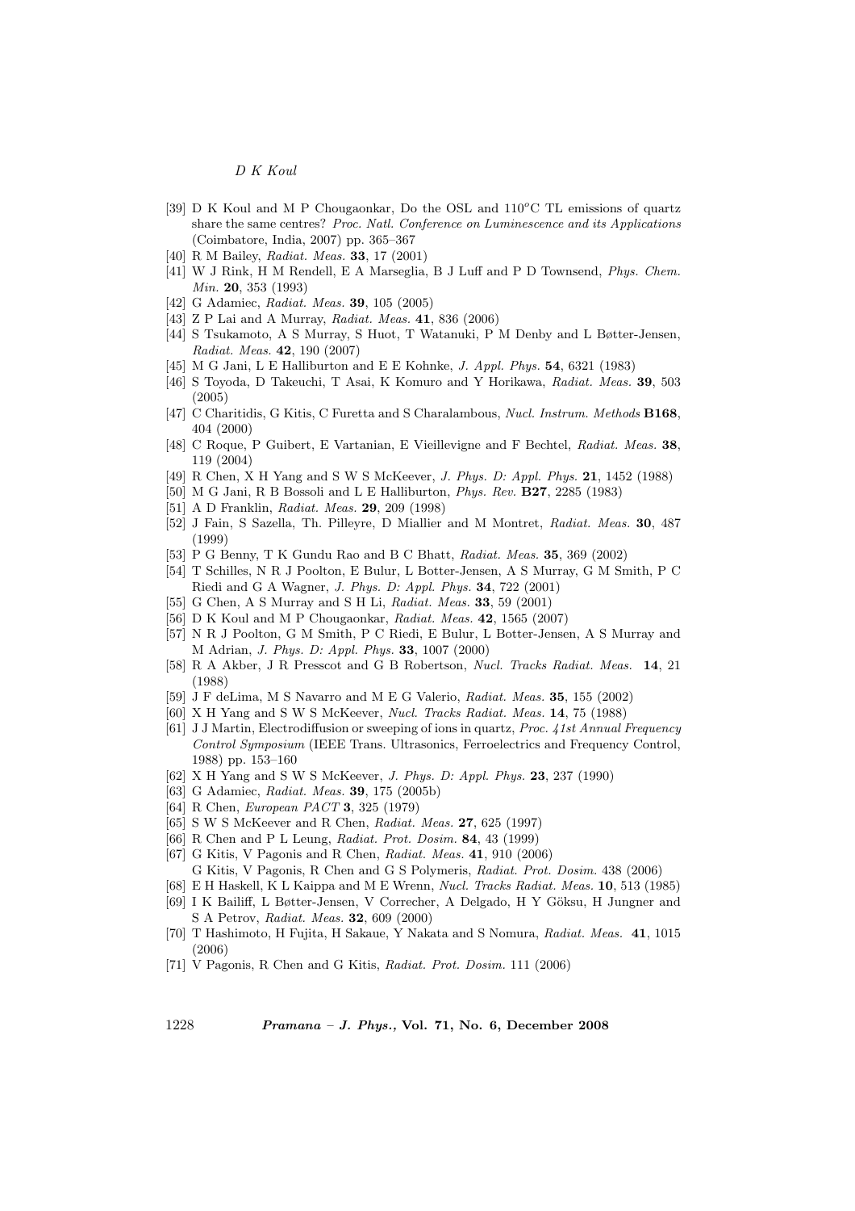[39] D K Koul and M P Chougaonkar, Do the OSL and 110$^o$C TL emissions of quartz share the same centres? *Proc. Natl. Conference on Luminescence and its Applications* (Coimbatore, India, 2007) pp. 365–367

[40] R M Bailey, *Radiat. Meas.* **33**, 17 (2001)

[41] W J Rink, H M Rendell, E A Marseglia, B J Luff and P D Townsend, *Phys. Chem. Min.* **20**, 353 (1993)

[42] G Adamiec, *Radiat. Meas.* **39**, 105 (2005)

[43] Z P Lai and A Murray, *Radiat. Meas.* **41**, 836 (2006)

[44] S Tsukamoto, A S Murray, S Huot, T Watanuki, P M Denby and L Bøtter-Jensen, *Radiat. Meas.* **42**, 190 (2007)

[45] M G Jani, L E Halliburton and E E Kohnke, *J. Appl. Phys.* **54**, 6321 (1983)

[46] S Toyoda, D Takeuchi, T Asai, K Komuro and Y Horikawa, *Radiat. Meas.* **39**, 503 (2005)

[47] C Charitidis, G Kitis, C Furetta and S Charalambous, *Nucl. Instrum. Methods* **B168**, 404 (2000)

[48] C Roque, P Guibert, E Vartanian, E Vieillevigne and F Bechtel, *Radiat. Meas.* **38**, 119 (2004)

[49] R Chen, X H Yang and S W S McKeever, *J. Phys. D: Appl. Phys.* **21**, 1452 (1988)

[50] M G Jani, R B Bossoli and L E Halliburton, *Phys. Rev.* **B27**, 2285 (1983)

[51] A D Franklin, *Radiat. Meas.* **29**, 209 (1998)

[52] J Fain, S Sazella, Th. Pilleyre, D Miallier and M Montret, *Radiat. Meas.* **30**, 487 (1999)

[53] P G Benny, T K Gundu Rao and B C Bhatt, *Radiat. Meas.* **35**, 369 (2002)

[54] T Schilles, N R J Poolton, E Bulur, L Botter-Jensen, A S Murray, G M Smith, P C Riedi and G A Wagner, *J. Phys. D: Appl. Phys.* **34**, 722 (2001)

[55] G Chen, A S Murray and S H Li, *Radiat. Meas.* **33**, 59 (2001)

[56] D K Koul and M P Chougaonkar, *Radiat. Meas.* **42**, 1565 (2007)

[57] N R J Poolton, G M Smith, P C Riedi, E Bulur, L Botter-Jensen, A S Murray and M Adrian, *J. Phys. D: Appl. Phys.* **33**, 1007 (2000)

[58] R A Akber, J R Presscot and G B Robertson, *Nucl. Tracks Radiat. Meas.* **14**, 21 (1988)

[59] J F deLima, M S Navarro and M E G Valerio, *Radiat. Meas.* **35**, 155 (2002)

[60] X H Yang and S W S McKeever, *Nucl. Tracks Radiat. Meas.* **14**, 75 (1988)

[61] J J Martin, Electrodiffusion or sweeping of ions in quartz, *Proc. 41st Annual Frequency Control Symposium* (IEEE Trans. Ultrasonics, Ferroelectrics and Frequency Control, 1988) pp. 153–160

[62] X H Yang and S W S McKeever, *J. Phys. D: Appl. Phys.* **23**, 237 (1990)

[63] G Adamiec, *Radiat. Meas.* **39**, 175 (2005b)

[64] R Chen, *European PACT* **3**, 325 (1979)

[65] S W S McKeever and R Chen, *Radiat. Meas.* **27**, 625 (1997)

[66] R Chen and P L Leung, *Radiat. Prot. Dosim.* **84**, 43 (1999)

[67] G Kitis, V Pagonis and R Chen, *Radiat. Meas.* **41**, 910 (2006)
G Kitis, V Pagonis, R Chen and G S Polymeris, *Radiat. Prot. Dosim.* 438 (2006)

[68] E H Haskell, K L Kaippa and M E Wrenn, *Nucl. Tracks Radiat. Meas.* **10**, 513 (1985)

[69] I K Bailiff, L Bøtter-Jensen, V Correcher, A Delgado, H Y Göksu, H Jungner and S A Petrov, *Radiat. Meas.* **32**, 609 (2000)

[70] T Hashimoto, H Fujita, H Sakaue, Y Nakata and S Nomura, *Radiat. Meas.* **41**, 1015 (2006)

[71] V Pagonis, R Chen and G Kitis, *Radiat. Prot. Dosim.* 111 (2006)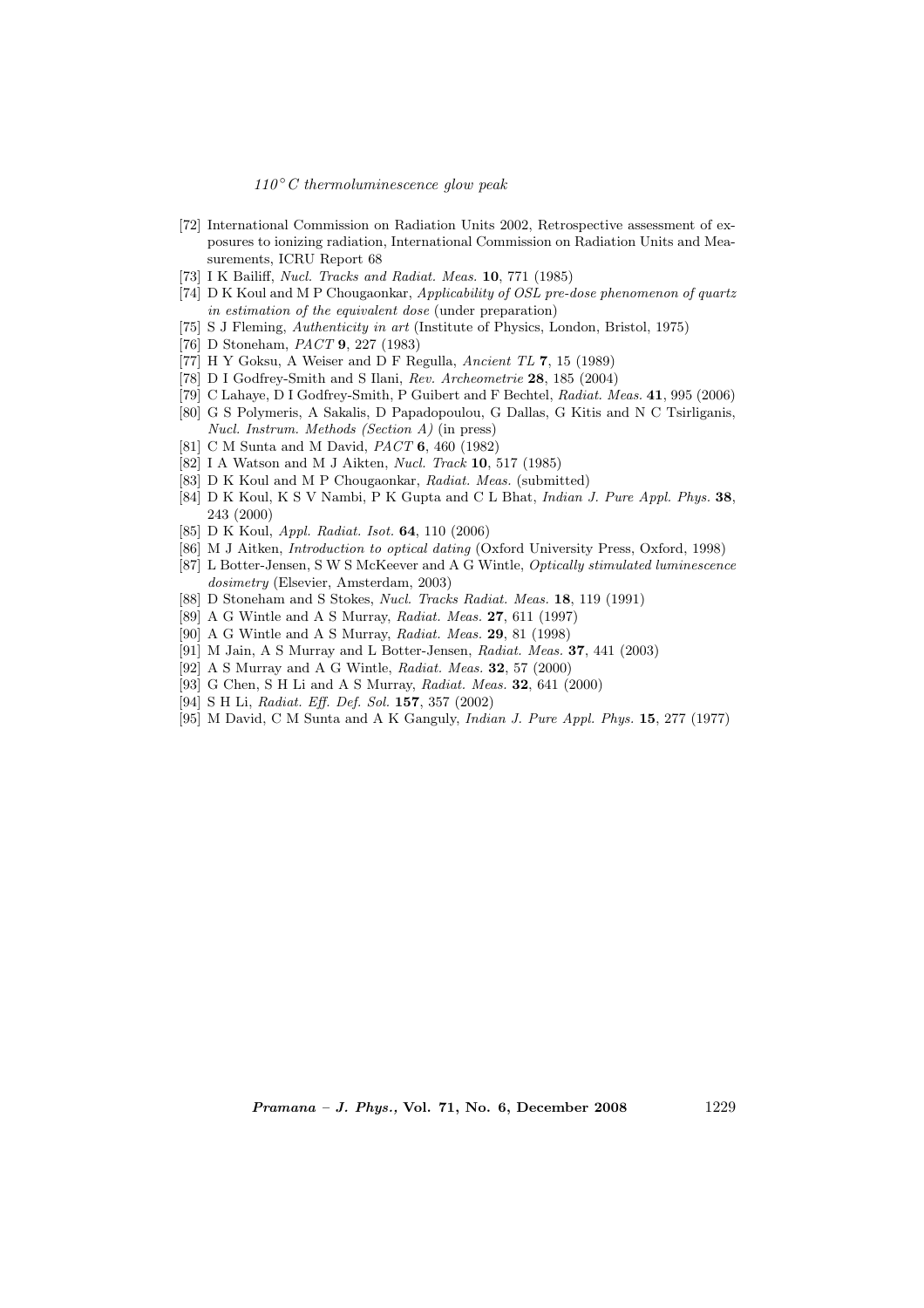[72] International Commission on Radiation Units 2002, Retrospective assessment of exposures to ionizing radiation, International Commission on Radiation Units and Measurements, ICRU Report 68

[73] I K Bailiff, *Nucl. Tracks and Radiat. Meas.* **10**, 771 (1985)

[74] D K Koul and M P Chougaonkar, *Applicability of OSL pre-dose phenomenon of quartz in estimation of the equivalent dose* (under preparation)

[75] S J Fleming, *Authenticity in art* (Institute of Physics, London, Bristol, 1975)

[76] D Stoneham, *PACT* **9**, 227 (1983)

[77] H Y Goksu, A Weiser and D F Regulla, *Ancient TL* **7**, 15 (1989)

[78] D I Godfrey-Smith and S Ilani, *Rev. Archeometrie* **28**, 185 (2004)

[79] C Lahaye, D I Godfrey-Smith, P Guibert and F Bechtel, *Radiat. Meas.* **41**, 995 (2006)

[80] G S Polymeris, A Sakalis, D Papadopoulou, G Dallas, G Kitis and N C Tsirliganis, *Nucl. Instrum. Methods (Section A)* (in press)

[81] C M Sunta and M David, *PACT* **6**, 460 (1982)

[82] I A Watson and M J Aikten, *Nucl. Track* **10**, 517 (1985)

[83] D K Koul and M P Chougaonkar, *Radiat. Meas.* (submitted)

[84] D K Koul, K S V Nambi, P K Gupta and C L Bhat, *Indian J. Pure Appl. Phys.* **38**, 243 (2000)

[85] D K Koul, *Appl. Radiat. Isot.* **64**, 110 (2006)

[86] M J Aitken, *Introduction to optical dating* (Oxford University Press, Oxford, 1998)

[87] L Botter-Jensen, S W S McKeever and A G Wintle, *Optically stimulated luminescence dosimetry* (Elsevier, Amsterdam, 2003)

[88] D Stoneham and S Stokes, *Nucl. Tracks Radiat. Meas.* **18**, 119 (1991)

[89] A G Wintle and A S Murray, *Radiat. Meas.* **27**, 611 (1997)

[90] A G Wintle and A S Murray, *Radiat. Meas.* **29**, 81 (1998)

[91] M Jain, A S Murray and L Botter-Jensen, *Radiat. Meas.* **37**, 441 (2003)

[92] A S Murray and A G Wintle, *Radiat. Meas.* **32**, 57 (2000)

[93] G Chen, S H Li and A S Murray, *Radiat. Meas.* **32**, 641 (2000)

[94] S H Li, *Radiat. Eff. Def. Sol.* **157**, 357 (2002)

[95] M David, C M Sunta and A K Ganguly, *Indian J. Pure Appl. Phys.* **15**, 277 (1977)